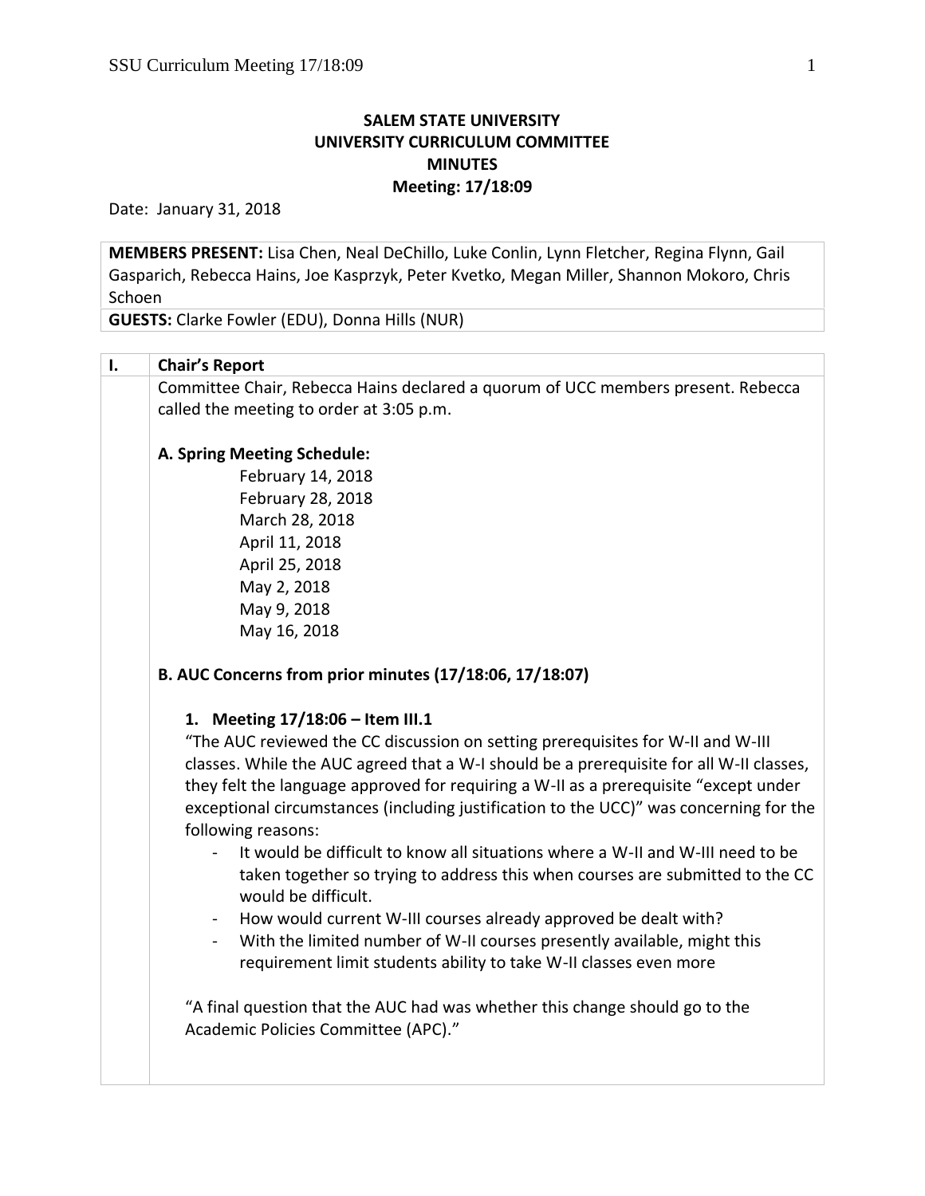# SALEM STATE UNIVERSITY
## UNIVERSITY CURRICULUM COMMITTEE
## MINUTES
## Meeting: 17/18:09

Date: January 31, 2018

**MEMBERS PRESENT:** Lisa Chen, Neal DeChillo, Luke Conlin, Lynn Fletcher, Regina Flynn, Gail Gasparich, Rebecca Hains, Joe Kasprzyk, Peter Kvetko, Megan Miller, Shannon Mokoro, Chris Schoen

**GUESTS:** Clarke Fowler (EDU), Donna Hills (NUR)

## I. Chair's Report

Committee Chair, Rebecca Hains declared a quorum of UCC members present. Rebecca called the meeting to order at 3:05 p.m.

**A. Spring Meeting Schedule:**

February 14, 2018
February 28, 2018
March 28, 2018
April 11, 2018
April 25, 2018
May 2, 2018
May 9, 2018
May 16, 2018

**B. AUC Concerns from prior minutes (17/18:06, 17/18:07)**

1. **Meeting 17/18:06 – Item III.1**

"The AUC reviewed the CC discussion on setting prerequisites for W-II and W-III classes. While the AUC agreed that a W-I should be a prerequisite for all W-II classes, they felt the language approved for requiring a W-II as a prerequisite "except under exceptional circumstances (including justification to the UCC)" was concerning for the following reasons:

- It would be difficult to know all situations where a W-II and W-III need to be taken together so trying to address this when courses are submitted to the CC would be difficult.
- How would current W-III courses already approved be dealt with?
- With the limited number of W-II courses presently available, might this requirement limit students ability to take W-II classes even more

"A final question that the AUC had was whether this change should go to the Academic Policies Committee (APC)."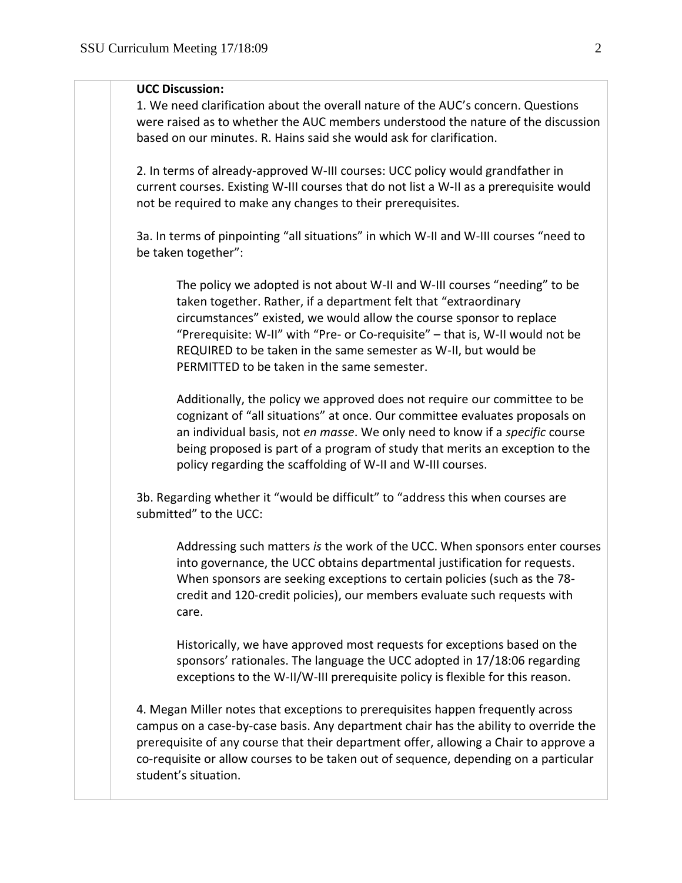**UCC Discussion:**

1. We need clarification about the overall nature of the AUC's concern. Questions were raised as to whether the AUC members understood the nature of the discussion based on our minutes. R. Hains said she would ask for clarification.

2. In terms of already-approved W-III courses: UCC policy would grandfather in current courses. Existing W-III courses that do not list a W-II as a prerequisite would not be required to make any changes to their prerequisites.

3a. In terms of pinpointing "all situations" in which W-II and W-III courses "need to be taken together":

> The policy we adopted is not about W-II and W-III courses "needing" to be taken together. Rather, if a department felt that "extraordinary circumstances" existed, we would allow the course sponsor to replace "Prerequisite: W-II" with "Pre- or Co-requisite" – that is, W-II would not be REQUIRED to be taken in the same semester as W-II, but would be PERMITTED to be taken in the same semester.
>
> Additionally, the policy we approved does not require our committee to be cognizant of "all situations" at once. Our committee evaluates proposals on an individual basis, not *en masse*. We only need to know if a *specific* course being proposed is part of a program of study that merits an exception to the policy regarding the scaffolding of W-II and W-III courses.

3b. Regarding whether it "would be difficult" to "address this when courses are submitted" to the UCC:

> Addressing such matters *is* the work of the UCC. When sponsors enter courses into governance, the UCC obtains departmental justification for requests. When sponsors are seeking exceptions to certain policies (such as the 78-credit and 120-credit policies), our members evaluate such requests with care.
>
> Historically, we have approved most requests for exceptions based on the sponsors' rationales. The language the UCC adopted in 17/18:06 regarding exceptions to the W-II/W-III prerequisite policy is flexible for this reason.

4. Megan Miller notes that exceptions to prerequisites happen frequently across campus on a case-by-case basis. Any department chair has the ability to override the prerequisite of any course that their department offer, allowing a Chair to approve a co-requisite or allow courses to be taken out of sequence, depending on a particular student's situation.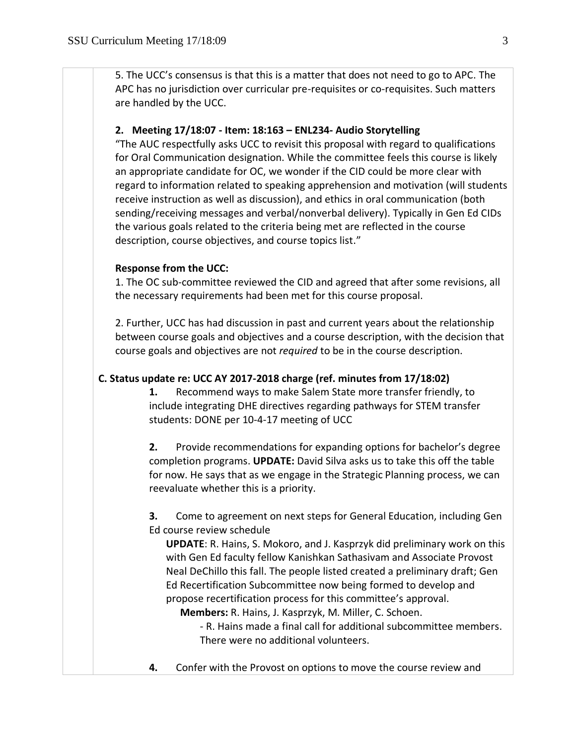5. The UCC's consensus is that this is a matter that does not need to go to APC. The APC has no jurisdiction over curricular pre-requisites or co-requisites. Such matters are handled by the UCC.

**2. Meeting 17/18:07 - Item: 18:163 – ENL234- Audio Storytelling**

"The AUC respectfully asks UCC to revisit this proposal with regard to qualifications for Oral Communication designation. While the committee feels this course is likely an appropriate candidate for OC, we wonder if the CID could be more clear with regard to information related to speaking apprehension and motivation (will students receive instruction as well as discussion), and ethics in oral communication (both sending/receiving messages and verbal/nonverbal delivery). Typically in Gen Ed CIDs the various goals related to the criteria being met are reflected in the course description, course objectives, and course topics list."

**Response from the UCC:**

1. The OC sub-committee reviewed the CID and agreed that after some revisions, all the necessary requirements had been met for this course proposal.

2. Further, UCC has had discussion in past and current years about the relationship between course goals and objectives and a course description, with the decision that course goals and objectives are not *required* to be in the course description.

**C. Status update re: UCC AY 2017-2018 charge (ref. minutes from 17/18:02)**

**1.** Recommend ways to make Salem State more transfer friendly, to include integrating DHE directives regarding pathways for STEM transfer students: DONE per 10-4-17 meeting of UCC

**2.** Provide recommendations for expanding options for bachelor's degree completion programs. **UPDATE:** David Silva asks us to take this off the table for now. He says that as we engage in the Strategic Planning process, we can reevaluate whether this is a priority.

**3.** Come to agreement on next steps for General Education, including Gen Ed course review schedule

**UPDATE**: R. Hains, S. Mokoro, and J. Kasprzyk did preliminary work on this with Gen Ed faculty fellow Kanishkan Sathasivam and Associate Provost Neal DeChillo this fall. The people listed created a preliminary draft; Gen Ed Recertification Subcommittee now being formed to develop and propose recertification process for this committee's approval.

**Members:** R. Hains, J. Kasprzyk, M. Miller, C. Schoen.

- R. Hains made a final call for additional subcommittee members. There were no additional volunteers.

**4.** Confer with the Provost on options to move the course review and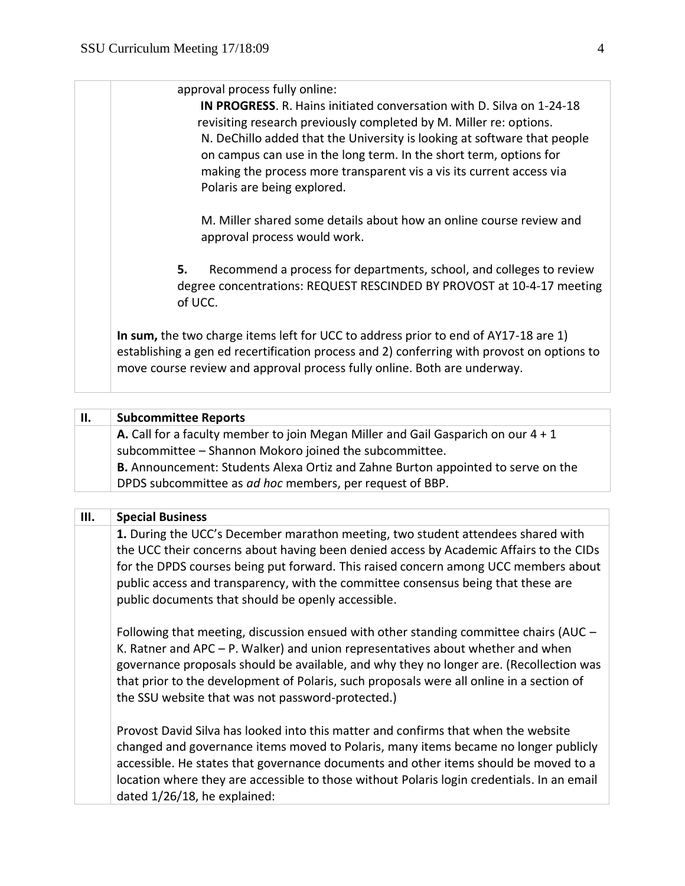approval process fully online:

**IN PROGRESS**. R. Hains initiated conversation with D. Silva on 1-24-18 revisiting research previously completed by M. Miller re: options. N. DeChillo added that the University is looking at software that people on campus can use in the long term. In the short term, options for making the process more transparent vis a vis its current access via Polaris are being explored.

M. Miller shared some details about how an online course review and approval process would work.

**5.** Recommend a process for departments, school, and colleges to review degree concentrations: REQUEST RESCINDED BY PROVOST at 10-4-17 meeting of UCC.

**In sum,** the two charge items left for UCC to address prior to end of AY17-18 are 1) establishing a gen ed recertification process and 2) conferring with provost on options to move course review and approval process fully online. Both are underway.

| II. | Subcommittee Reports |
|---|---|
| | **A.** Call for a faculty member to join Megan Miller and Gail Gasparich on our 4 + 1 subcommittee – Shannon Mokoro joined the subcommittee.<br>**B.** Announcement: Students Alexa Ortiz and Zahne Burton appointed to serve on the DPDS subcommittee as *ad hoc* members, per request of BBP. |

| III. | Special Business |
|---|---|
| | **1.** During the UCC's December marathon meeting, two student attendees shared with the UCC their concerns about having been denied access by Academic Affairs to the CIDs for the DPDS courses being put forward. This raised concern among UCC members about public access and transparency, with the committee consensus being that these are public documents that should be openly accessible.<br><br>Following that meeting, discussion ensued with other standing committee chairs (AUC – K. Ratner and APC – P. Walker) and union representatives about whether and when governance proposals should be available, and why they no longer are. (Recollection was that prior to the development of Polaris, such proposals were all online in a section of the SSU website that was not password-protected.)<br><br>Provost David Silva has looked into this matter and confirms that when the website changed and governance items moved to Polaris, many items became no longer publicly accessible. He states that governance documents and other items should be moved to a location where they are accessible to those without Polaris login credentials. In an email dated 1/26/18, he explained: |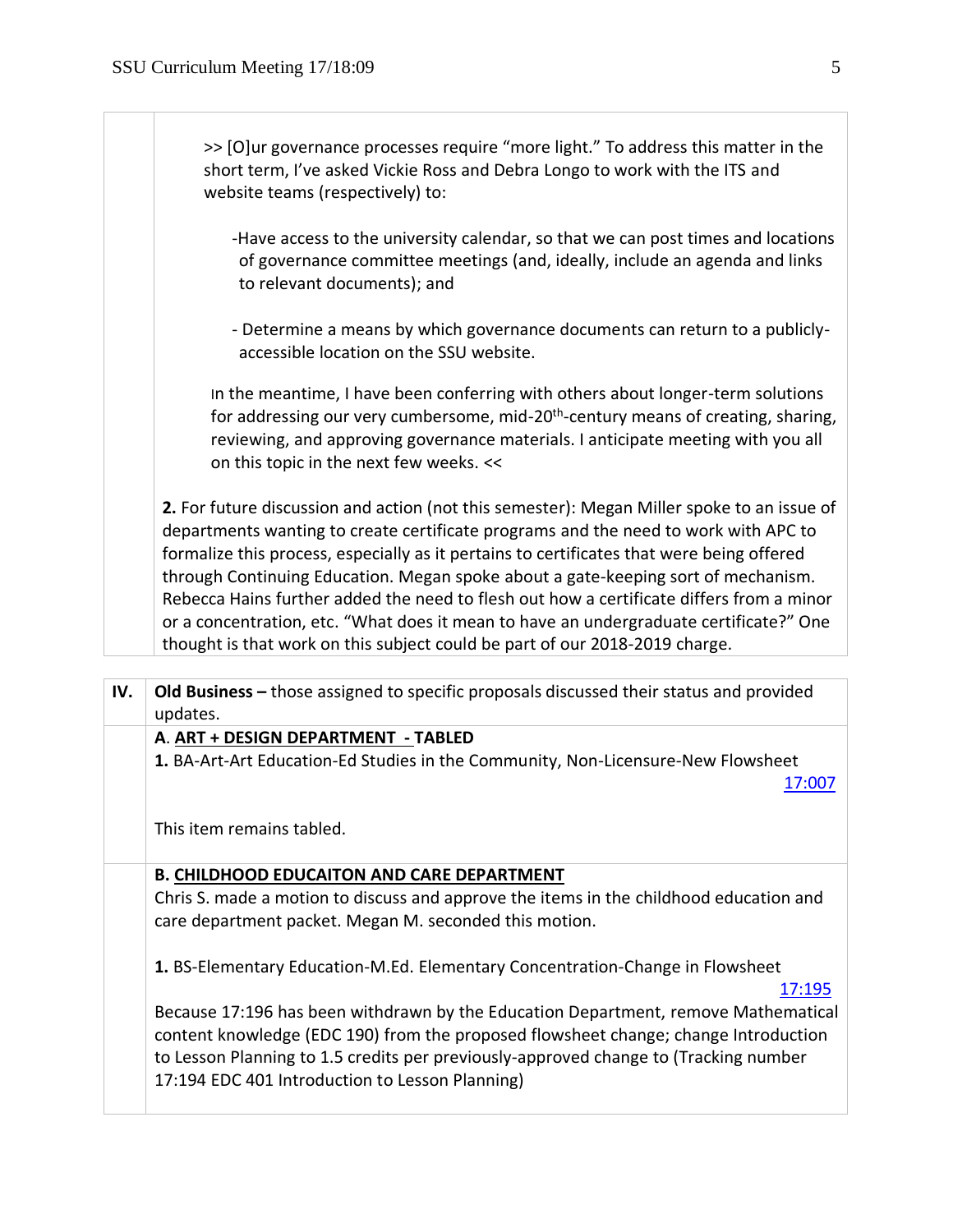>> [O]ur governance processes require "more light." To address this matter in the short term, I've asked Vickie Ross and Debra Longo to work with the ITS and website teams (respectively) to:

-Have access to the university calendar, so that we can post times and locations of governance committee meetings (and, ideally, include an agenda and links to relevant documents); and

- Determine a means by which governance documents can return to a publicly-accessible location on the SSU website.

In the meantime, I have been conferring with others about longer-term solutions for addressing our very cumbersome, mid-20th-century means of creating, sharing, reviewing, and approving governance materials. I anticipate meeting with you all on this topic in the next few weeks. <<

**2.** For future discussion and action (not this semester): Megan Miller spoke to an issue of departments wanting to create certificate programs and the need to work with APC to formalize this process, especially as it pertains to certificates that were being offered through Continuing Education. Megan spoke about a gate-keeping sort of mechanism. Rebecca Hains further added the need to flesh out how a certificate differs from a minor or a concentration, etc. "What does it mean to have an undergraduate certificate?" One thought is that work on this subject could be part of our 2018-2019 charge.

## IV. Old Business – those assigned to specific proposals discussed their status and provided updates.

**A. ART + DESIGN DEPARTMENT - TABLED**

**1.** BA-Art-Art Education-Ed Studies in the Community, Non-Licensure-New Flowsheet 17:007

This item remains tabled.

**B. CHILDHOOD EDUCAITON AND CARE DEPARTMENT**

Chris S. made a motion to discuss and approve the items in the childhood education and care department packet. Megan M. seconded this motion.

**1.** BS-Elementary Education-M.Ed. Elementary Concentration-Change in Flowsheet 17:195

Because 17:196 has been withdrawn by the Education Department, remove Mathematical content knowledge (EDC 190) from the proposed flowsheet change; change Introduction to Lesson Planning to 1.5 credits per previously-approved change to (Tracking number 17:194 EDC 401 Introduction to Lesson Planning)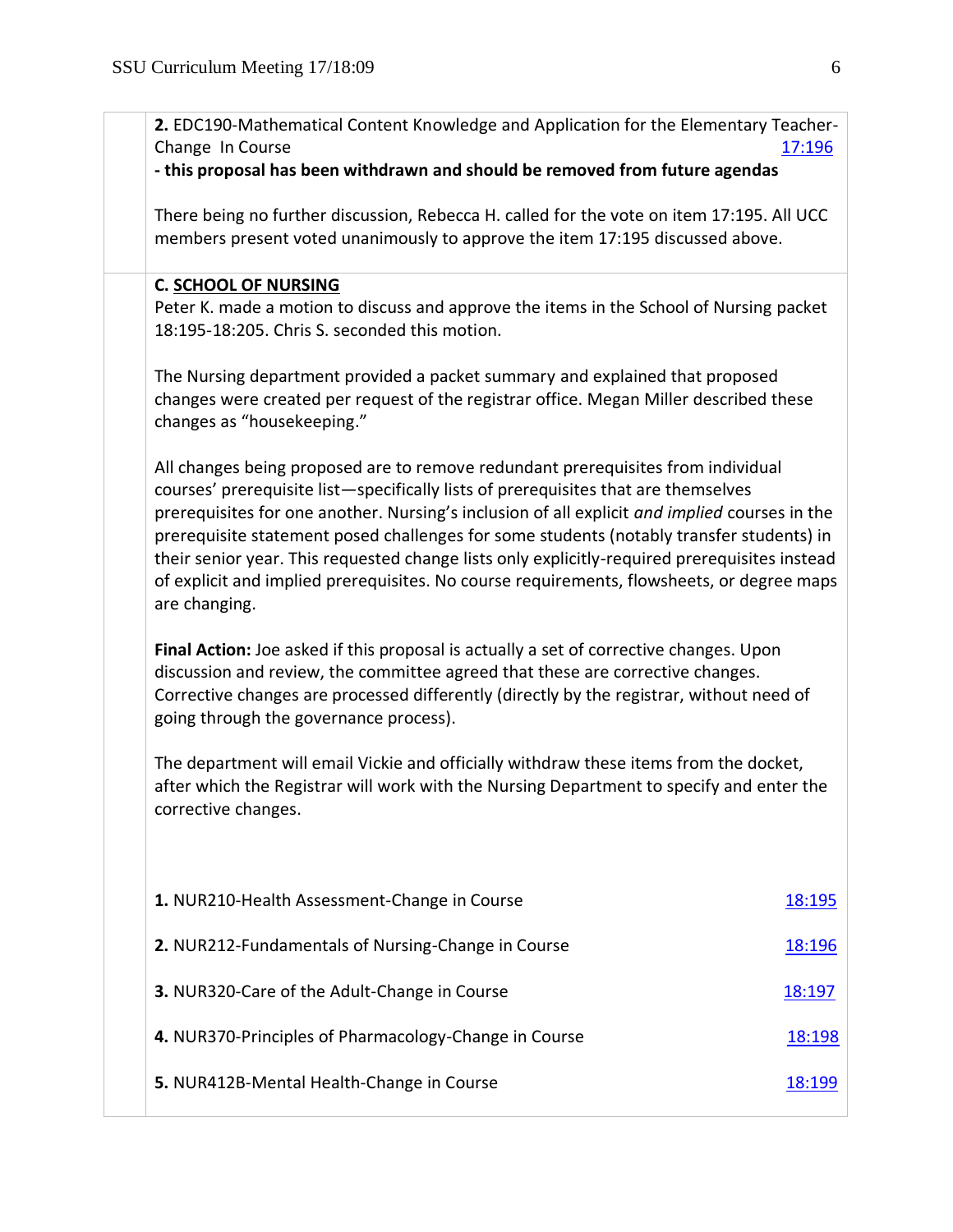**2.** EDC190-Mathematical Content Knowledge and Application for the Elementary Teacher-Change In Course 17:196

**- this proposal has been withdrawn and should be removed from future agendas**

There being no further discussion, Rebecca H. called for the vote on item 17:195. All UCC members present voted unanimously to approve the item 17:195 discussed above.

**C. SCHOOL OF NURSING**

Peter K. made a motion to discuss and approve the items in the School of Nursing packet 18:195-18:205. Chris S. seconded this motion.

The Nursing department provided a packet summary and explained that proposed changes were created per request of the registrar office. Megan Miller described these changes as "housekeeping."

All changes being proposed are to remove redundant prerequisites from individual courses' prerequisite list—specifically lists of prerequisites that are themselves prerequisites for one another. Nursing's inclusion of all explicit *and implied* courses in the prerequisite statement posed challenges for some students (notably transfer students) in their senior year. This requested change lists only explicitly-required prerequisites instead of explicit and implied prerequisites. No course requirements, flowsheets, or degree maps are changing.

**Final Action:** Joe asked if this proposal is actually a set of corrective changes. Upon discussion and review, the committee agreed that these are corrective changes. Corrective changes are processed differently (directly by the registrar, without need of going through the governance process).

The department will email Vickie and officially withdraw these items from the docket, after which the Registrar will work with the Nursing Department to specify and enter the corrective changes.

**1.** NUR210-Health Assessment-Change in Course 18:195

**2.** NUR212-Fundamentals of Nursing-Change in Course 18:196

**3.** NUR320-Care of the Adult-Change in Course 18:197

**4.** NUR370-Principles of Pharmacology-Change in Course 18:198

**5.** NUR412B-Mental Health-Change in Course 18:199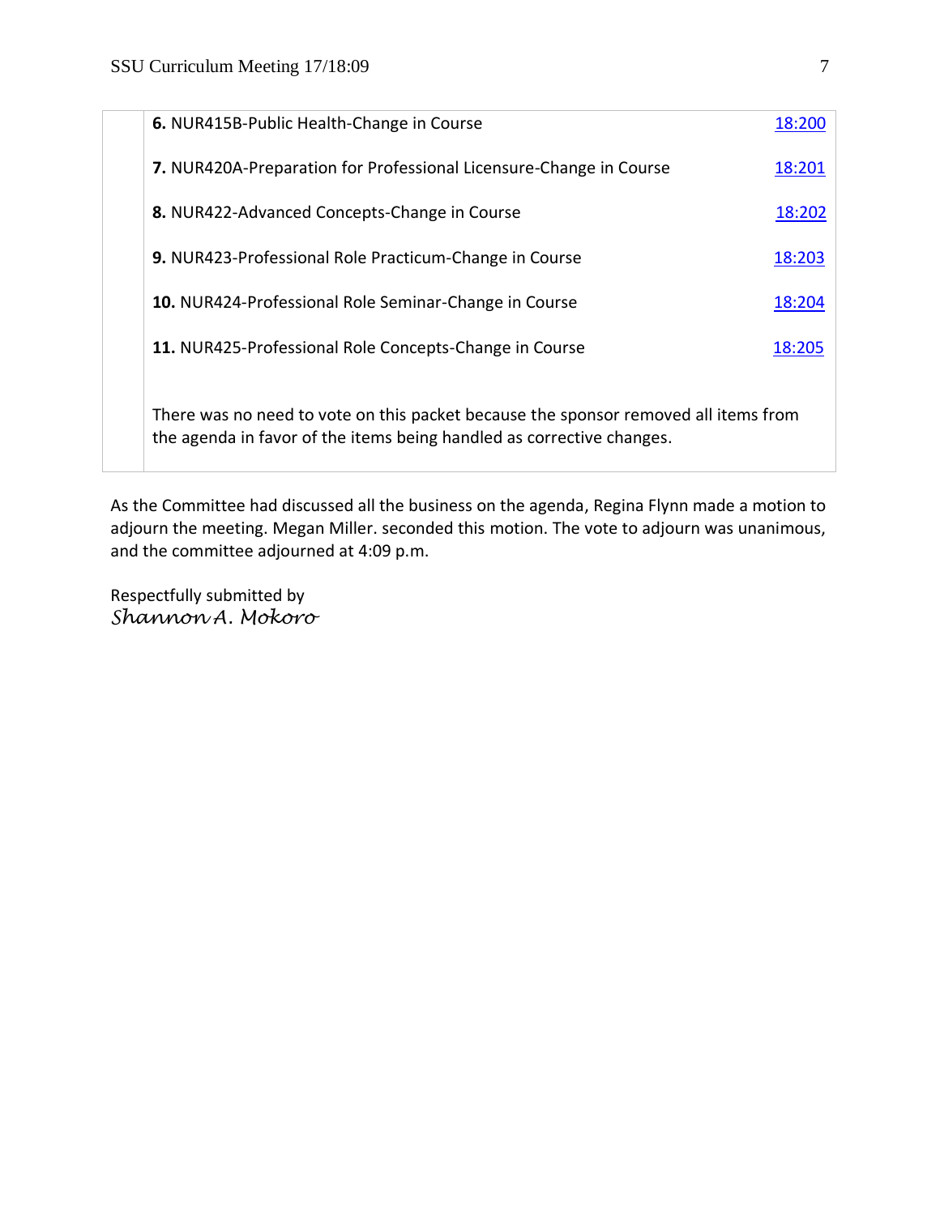| | | |
|---|---|---|
| | **6.** NUR415B-Public Health-Change in Course | 18:200 |
| | **7.** NUR420A-Preparation for Professional Licensure-Change in Course | 18:201 |
| | **8.** NUR422-Advanced Concepts-Change in Course | 18:202 |
| | **9.** NUR423-Professional Role Practicum-Change in Course | 18:203 |
| | **10.** NUR424-Professional Role Seminar-Change in Course | 18:204 |
| | **11.** NUR425-Professional Role Concepts-Change in Course | 18:205 |
| | There was no need to vote on this packet because the sponsor removed all items from the agenda in favor of the items being handled as corrective changes. | |

As the Committee had discussed all the business on the agenda, Regina Flynn made a motion to adjourn the meeting. Megan Miller. seconded this motion. The vote to adjourn was unanimous, and the committee adjourned at 4:09 p.m.

Respectfully submitted by
*Shannon A. Mokoro*